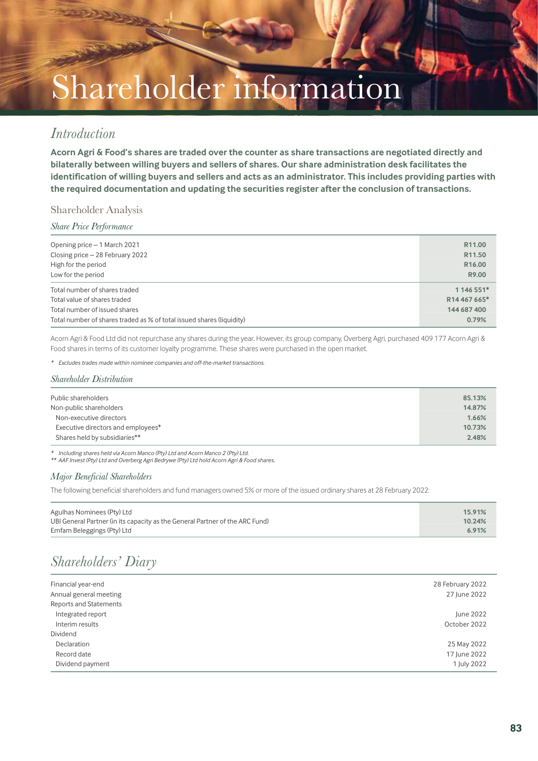# Shareholder information

## *Introduction*

**Acorn Agri & Food's shares are traded over the counter as share transactions are negotiated directly and bilaterally between willing buyers and sellers of shares. Our share administration desk facilitates the identification of willing buyers and sellers and acts as an administrator. This includes providing parties with the required documentation and updating the securities register after the conclusion of transactions.**

### Shareholder Analysis

#### *Share Price Performance*

| | |
|---|---|
| Opening price – 1 March 2021 | **R11.00** |
| Closing price – 28 February 2022 | **R11.50** |
| High for the period | **R16.00** |
| Low for the period | **R9.00** |
| Total number of shares traded | **1 146 551*** |
| Total value of shares traded | **R14 467 665*** |
| Total number of issued shares | **144 687 400** |
| Total number of shares traded as % of total issued shares (liquidity) | **0.79%** |

Acorn Agri & Food Ltd did not repurchase any shares during the year. However, its group company, Overberg Agri, purchased 409 177 Acorn Agri & Food shares in terms of its customer loyalty programme. These shares were purchased in the open market.

*\* Excludes trades made within nominee companies and off-the-market transactions.*

#### *Shareholder Distribution*

| | |
|---|---|
| Public shareholders | **85.13%** |
| Non-public shareholders | **14.87%** |
| Non-executive directors | **1.66%** |
| Executive directors and employees* | **10.73%** |
| Shares held by subsidiaries** | **2.48%** |

*\* Including shares held via Acorn Manco (Pty) Ltd and Acorn Manco 2 (Pty) Ltd.*
*\*\* AAF Invest (Pty) Ltd and Overberg Agri Bedrywe (Pty) Ltd hold Acorn Agri & Food shares.*

#### *Major Beneficial Shareholders*

The following beneficial shareholders and fund managers owned 5% or more of the issued ordinary shares at 28 February 2022:

| | |
|---|---|
| Agulhas Nominees (Pty) Ltd | **15.91%** |
| UBI General Partner (in its capacity as the General Partner of the ARC Fund) | **10.24%** |
| Emfam Beleggings (Pty) Ltd | **6.91%** |

## *Shareholders' Diary*

| | |
|---|---|
| Financial year-end | 28 February 2022 |
| Annual general meeting | 27 June 2022 |
| Reports and Statements | |
| Integrated report | June 2022 |
| Interim results | October 2022 |
| Dividend | |
| Declaration | 25 May 2022 |
| Record date | 17 June 2022 |
| Dividend payment | 1 July 2022 |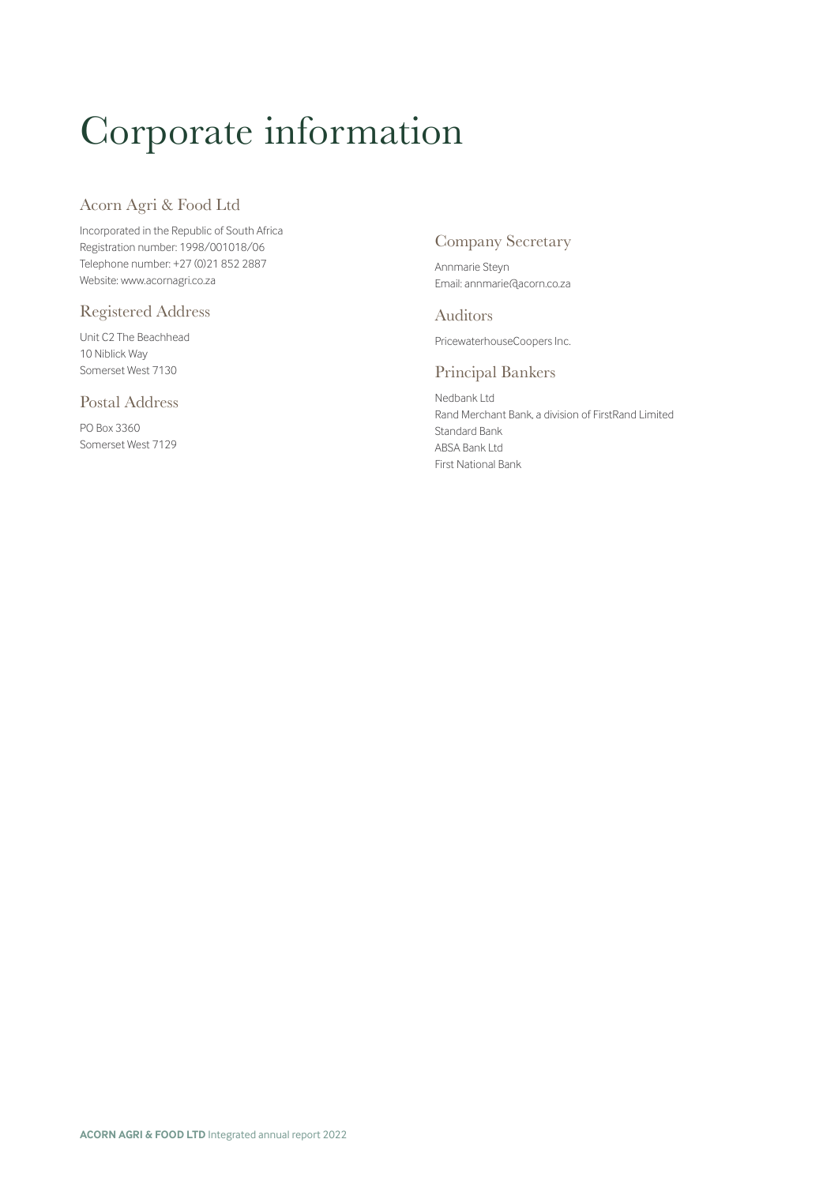# Corporate information

## Acorn Agri & Food Ltd

Incorporated in the Republic of South Africa
Registration number: 1998/001018/06
Telephone number: +27 (0)21 852 2887
Website: www.acornagri.co.za

## Registered Address

Unit C2 The Beachhead
10 Niblick Way
Somerset West 7130

## Postal Address

PO Box 3360
Somerset West 7129

## Company Secretary

Annmarie Steyn
Email: annmarie@acorn.co.za

## Auditors

PricewaterhouseCoopers Inc.

## Principal Bankers

Nedbank Ltd
Rand Merchant Bank, a division of FirstRand Limited
Standard Bank
ABSA Bank Ltd
First National Bank